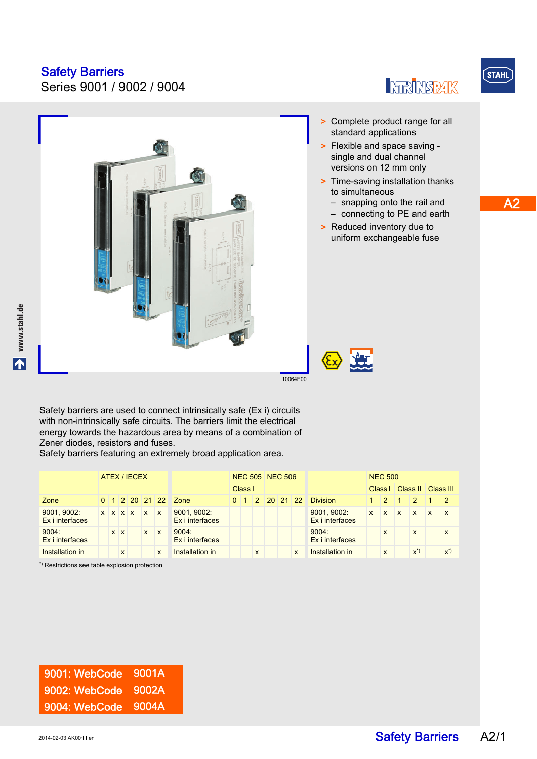# Safety Barriers

Series 9001 / 9002 / 9004

- Complete product range for all standard applications
- Flexible and space saving - single and dual channel versions on 12 mm only
- Time-saving installation thanks to simultaneous
  - snapping onto the rail and
  - connecting to PE and earth
- Reduced inventory due to uniform exchangeable fuse

10064E00

Safety barriers are used to connect intrinsically safe (Ex i) circuits with non-intrinsically safe circuits. The barriers limit the electrical energy towards the hazardous area by means of a combination of Zener diodes, resistors and fuses.
Safety barriers featuring an extremely broad application area.

| | ATEX / IECEX | | | | | |
|---|---|---|---|---|---|---|
| Zone | 0 | 1 | 2 | 20 | 21 | 22 |
| 9001, 9002: Ex i interfaces | x | x | x | x | x | x |
| 9004: Ex i interfaces | | x | x | | x | x |
| Installation in | | | x | | | x |

| | NEC 505 | | | NEC 506 | | |
|---|---|---|---|---|---|---|
| | Class I | | | | | |
| Zone | 0 | 1 | 2 | 20 | 21 | 22 |
| 9001, 9002: Ex i interfaces | | | | | | |
| 9004: Ex i interfaces | | | | | | |
| Installation in | | | x | | | x |

| | NEC 500 | | | | | |
|---|---|---|---|---|---|---|
| | Class I | | Class II | | Class III | |
| Division | 1 | 2 | 1 | 2 | 1 | 2 |
| 9001, 9002: Ex i interfaces | x | x | x | x | x | x |
| 9004: Ex i interfaces | | x | | x | | x |
| Installation in | | x | | x*) | | x*) |

*) Restrictions see table explosion protection

9001: WebCode 9001A
9002: WebCode 9002A
9004: WebCode 9004A

2014-02-03·AK00·III·en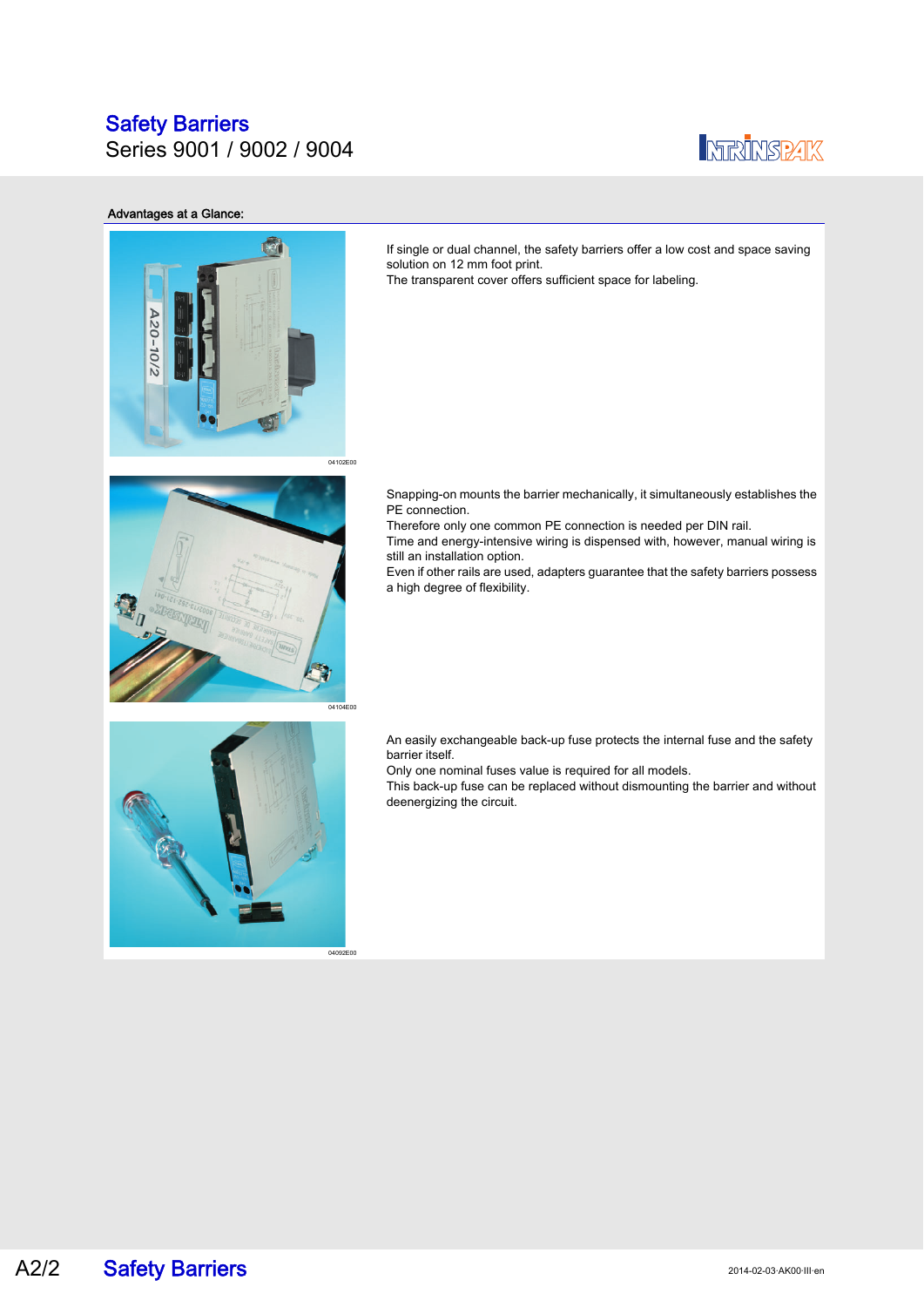# Safety Barriers

Series 9001 / 9002 / 9004

### Advantages at a Glance:

04102E00

If single or dual channel, the safety barriers offer a low cost and space saving solution on 12 mm foot print.
The transparent cover offers sufficient space for labeling.

04104E00

Snapping-on mounts the barrier mechanically, it simultaneously establishes the PE connection.
Therefore only one common PE connection is needed per DIN rail.
Time and energy-intensive wiring is dispensed with, however, manual wiring is still an installation option.
Even if other rails are used, adapters guarantee that the safety barriers possess a high degree of flexibility.

04092E00

An easily exchangeable back-up fuse protects the internal fuse and the safety barrier itself.
Only one nominal fuses value is required for all models.
This back-up fuse can be replaced without dismounting the barrier and without deenergizing the circuit.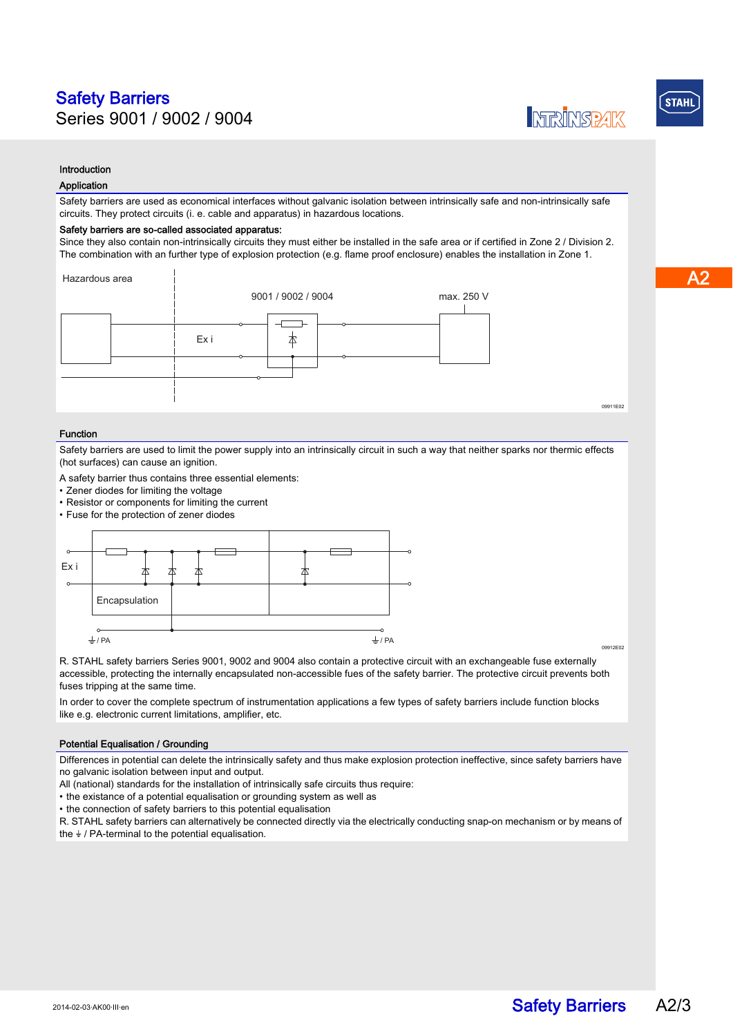# Safety Barriers
Series 9001 / 9002 / 9004

## Introduction

### Application

Safety barriers are used as economical interfaces without galvanic isolation between intrinsically safe and non-intrinsically safe circuits. They protect circuits (i. e. cable and apparatus) in hazardous locations.

**Safety barriers are so-called associated apparatus:**
Since they also contain non-intrinsically circuits they must either be installed in the safe area or if certified in Zone 2 / Division 2. The combination with an further type of explosion protection (e.g. flame proof enclosure) enables the installation in Zone 1.

Hazardous area

9001 / 9002 / 9004

max. 250 V

Ex i

09911E02

### Function

Safety barriers are used to limit the power supply into an intrinsically circuit in such a way that neither sparks nor thermic effects (hot surfaces) can cause an ignition.

A safety barrier thus contains three essential elements:

- Zener diodes for limiting the voltage
- Resistor or components for limiting the current
- Fuse for the protection of zener diodes

Ex i

Encapsulation

⏚ / PA

⏚ / PA

09912E02

R. STAHL safety barriers Series 9001, 9002 and 9004 also contain a protective circuit with an exchangeable fuse externally accessible, protecting the internally encapsulated non-accessible fues of the safety barrier. The protective circuit prevents both fuses tripping at the same time.

In order to cover the complete spectrum of instrumentation applications a few types of safety barriers include function blocks like e.g. electronic current limitations, amplifier, etc.

### Potential Equalisation / Grounding

Differences in potential can delete the intrinsically safety and thus make explosion protection ineffective, since safety barriers have no galvanic isolation between input and output.
All (national) standards for the installation of intrinsically safe circuits thus require:

- the existance of a potential equalisation or grounding system as well as
- the connection of safety barriers to this potential equalisation

R. STAHL safety barriers can alternatively be connected directly via the electrically conducting snap-on mechanism or by means of the ⏚ / PA-terminal to the potential equalisation.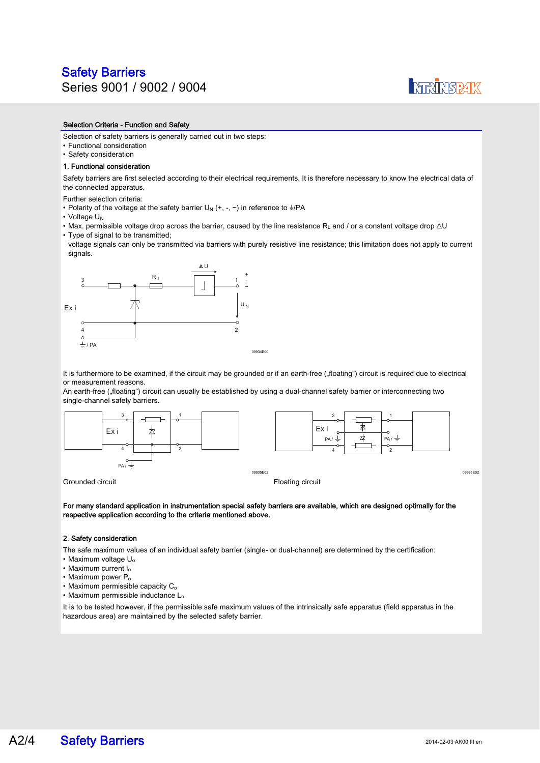## Selection Criteria - Function and Safety

Selection of safety barriers is generally carried out in two steps:

- Functional consideration
- Safety consideration

### 1. Functional consideration

Safety barriers are first selected according to their electrical requirements. It is therefore necessary to know the electrical data of the connected apparatus.

Further selection criteria:

- Polarity of the voltage at the safety barrier $U_N$ (+, -, ~) in reference to ⏚/PA
- Voltage $U_N$
- Max. permissible voltage drop across the barrier, caused by the line resistance $R_L$ and / or a constant voltage drop $\Delta U$
- Type of signal to be transmitted;
  voltage signals can only be transmitted via barriers with purely resistive line resistance; this limitation does not apply to current signals.

It is furthermore to be examined, if the circuit may be grounded or if an earth-free („floating“) circuit is required due to electrical or measurement reasons.
An earth-free („floating“) circuit can usually be established by using a dual-channel safety barrier or interconnecting two single-channel safety barriers.

Grounded circuit

Floating circuit

**For many standard application in instrumentation special safety barriers are available, which are designed optimally for the respective application according to the criteria mentioned above.**

### 2. Safety consideration

The safe maximum values of an individual safety barrier (single- or dual-channel) are determined by the certification:

- Maximum voltage $U_o$
- Maximum current $I_o$
- Maximum power $P_o$
- Maximum permissible capacity $C_o$
- Maximum permissible inductance $L_o$

It is to be tested however, if the permissible safe maximum values of the intrinsically safe apparatus (field apparatus in the hazardous area) are maintained by the selected safety barrier.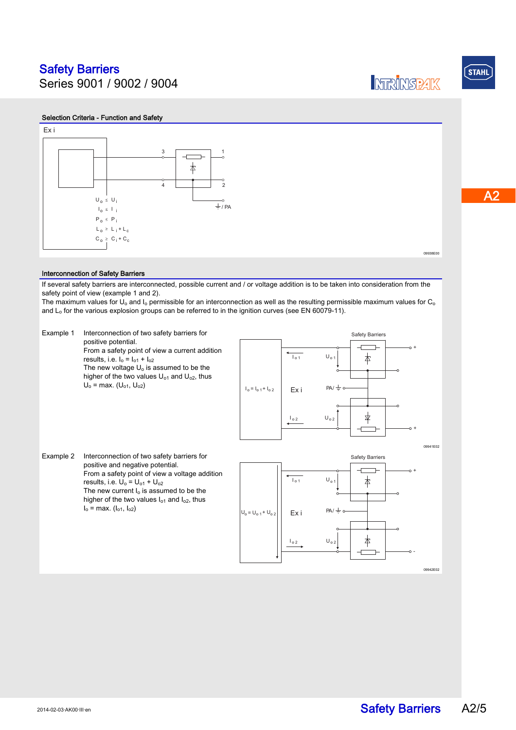# Safety Barriers

Series 9001 / 9002 / 9004

## Selection Criteria - Function and Safety

Ex i

$U_o \leq U_i$

$I_o \leq I_i$

$P_o \leq P_i$

$L_o \geq L_i + L_c$

$C_o \geq C_i + C_c$

## Interconnection of Safety Barriers

If several safety barriers are interconnected, possible current and / or voltage addition is to be taken into consideration from the safety point of view (example 1 and 2).
The maximum values for $U_o$ and $I_o$ permissible for an interconnection as well as the resulting permissible maximum values for $C_o$ and $L_o$ for the various explosion groups can be referred to in the ignition curves (see EN 60079-11).

**Example 1** Interconnection of two safety barriers for positive potential.
From a safety point of view a current addition results, i.e. $I_o = I_{o1} + I_{o2}$
The new voltage $U_o$ is assumed to be the higher of the two values $U_{o1}$ and $U_{o2}$, thus
$U_o = \max. (U_{o1}, U_{o2})$

**Example 2** Interconnection of two safety barriers for positive and negative potential.
From a safety point of view a voltage addition results, i.e. $U_o = U_{o1} + U_{o2}$
The new current $I_o$ is assumed to be the higher of the two values $I_{o1}$ and $I_{o2}$, thus
$I_o = \max. (I_{o1}, I_{o2})$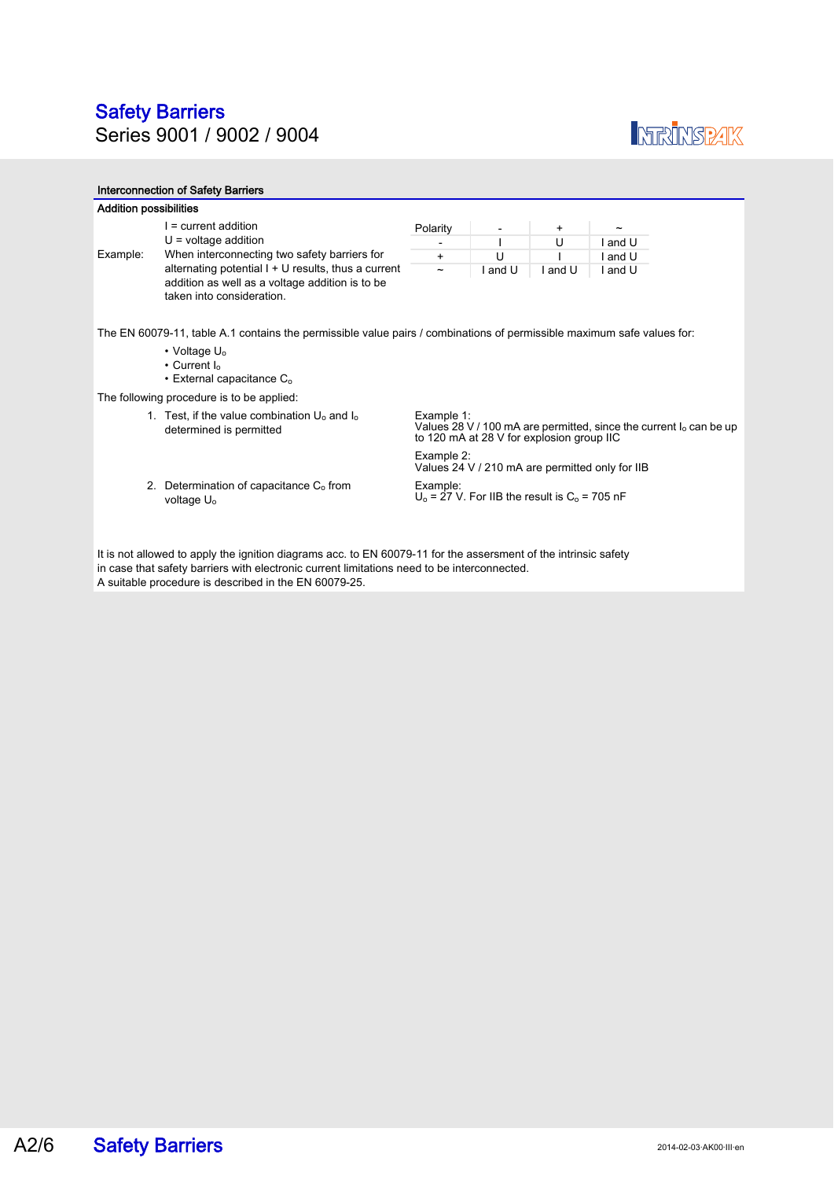# Safety Barriers

Series 9001 / 9002 / 9004

## Interconnection of Safety Barriers

### Addition possibilities

I = current addition
U = voltage addition

Example: When interconnecting two safety barriers for alternating potential I + U results, thus a current addition as well as a voltage addition is to be taken into consideration.

| Polarity | - | + | ~ |
|---|---|---|---|
| - | I | U | I and U |
| + | U | I | I and U |
| ~ | I and U | I and U | I and U |

The EN 60079-11, table A.1 contains the permissible value pairs / combinations of permissible maximum safe values for:

- Voltage $U_o$
- Current $I_o$
- External capacitance $C_o$

The following procedure is to be applied:

1. Test, if the value combination $U_o$ and $I_o$ determined is permitted

   Example 1:
   Values 28 V / 100 mA are permitted, since the current $I_o$ can be up to 120 mA at 28 V for explosion group IIC

   Example 2:
   Values 24 V / 210 mA are permitted only for IIB

2. Determination of capacitance $C_o$ from voltage $U_o$

   Example:
   $U_o$ = 27 V. For IIB the result is $C_o$ = 705 nF

It is not allowed to apply the ignition diagrams acc. to EN 60079-11 for the assersment of the intrinsic safety in case that safety barriers with electronic current limitations need to be interconnected.
A suitable procedure is described in the EN 60079-25.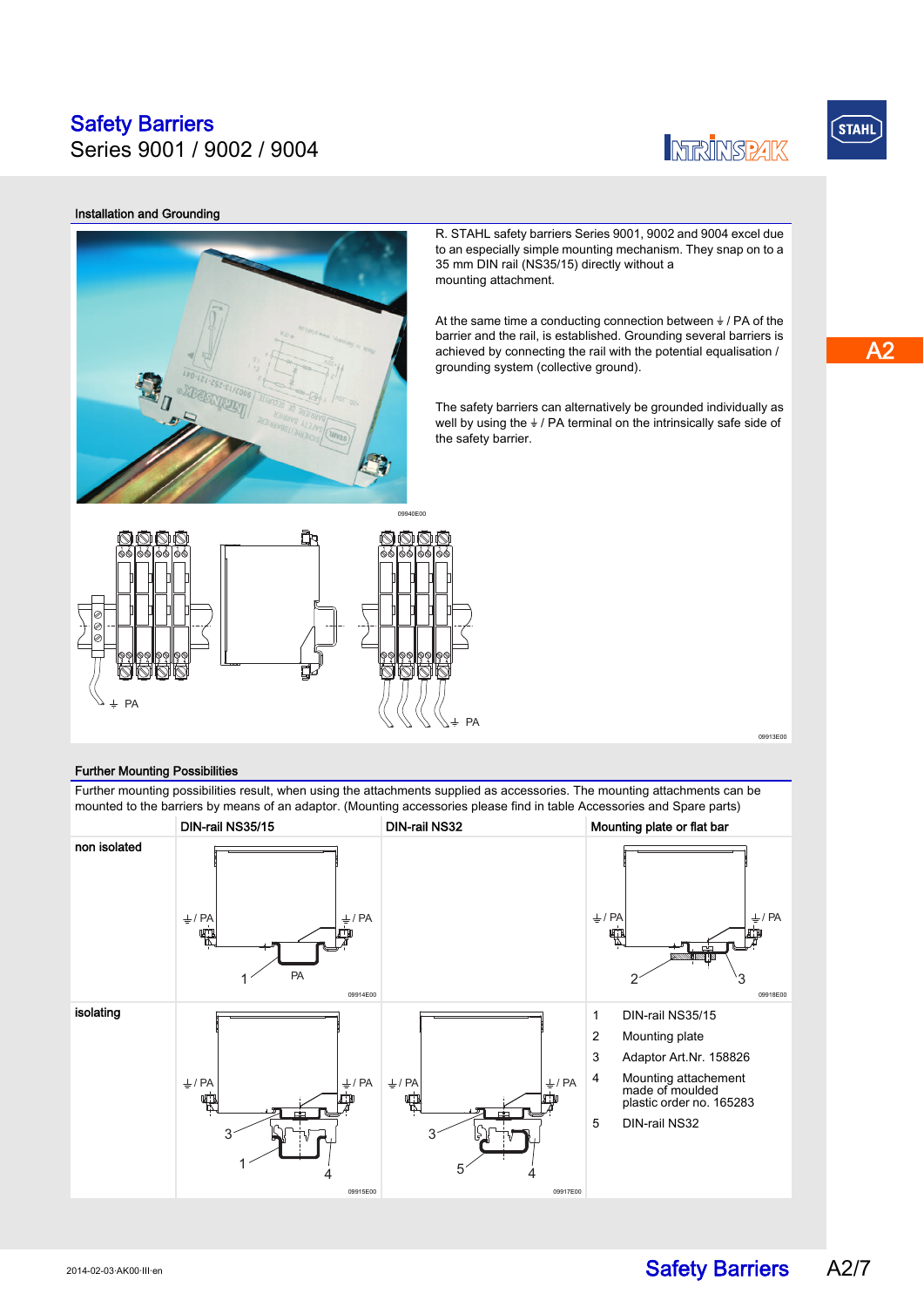# Safety Barriers
Series 9001 / 9002 / 9004

## Installation and Grounding

R. STAHL safety barriers Series 9001, 9002 and 9004 excel due to an especially simple mounting mechanism. They snap on to a 35 mm DIN rail (NS35/15) directly without a mounting attachment.

At the same time a conducting connection between ⏚ / PA of the barrier and the rail, is established. Grounding several barriers is achieved by connecting the rail with the potential equalisation / grounding system (collective ground).

The safety barriers can alternatively be grounded individually as well by using the ⏚ / PA terminal on the intrinsically safe side of the safety barrier.

## Further Mounting Possibilities

Further mounting possibilities result, when using the attachments supplied as accessories. The mounting attachments can be mounted to the barriers by means of an adaptor. (Mounting accessories please find in table Accessories and Spare parts)

| | DIN-rail NS35/15 | DIN-rail NS32 | Mounting plate or flat bar |
|---|---|---|---|
| non isolated | | | |
| isolating | | | |

1 DIN-rail NS35/15
2 Mounting plate
3 Adaptor Art.Nr. 158826
4 Mounting attachement made of moulded plastic order no. 165283
5 DIN-rail NS32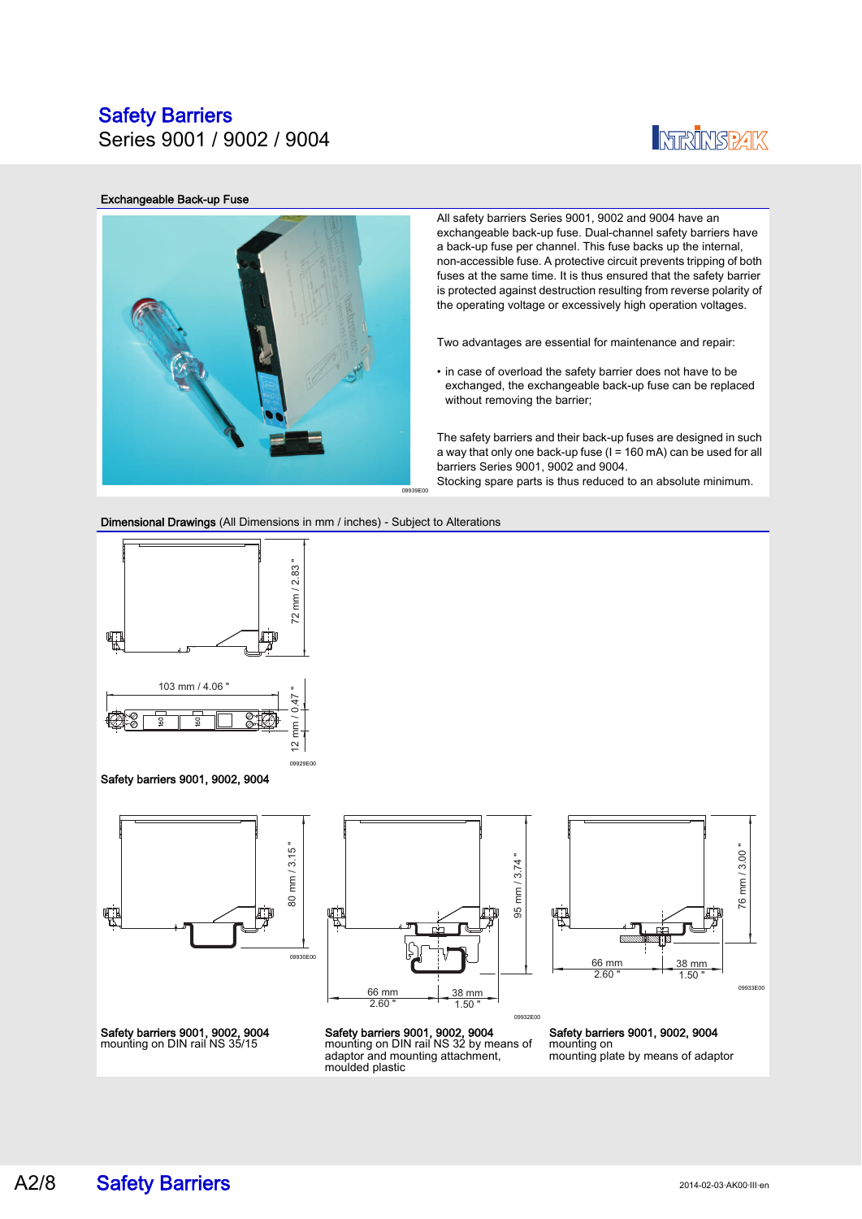# Safety Barriers

## Series 9001 / 9002 / 9004

### Exchangeable Back-up Fuse

All safety barriers Series 9001, 9002 and 9004 have an exchangeable back-up fuse. Dual-channel safety barriers have a back-up fuse per channel. This fuse backs up the internal, non-accessible fuse. A protective circuit prevents tripping of both fuses at the same time. It is thus ensured that the safety barrier is protected against destruction resulting from reverse polarity of the operating voltage or excessively high operation voltages.

Two advantages are essential for maintenance and repair:

- in case of overload the safety barrier does not have to be exchanged, the exchangeable back-up fuse can be replaced without removing the barrier;

The safety barriers and their back-up fuses are designed in such a way that only one back-up fuse (I = 160 mA) can be used for all barriers Series 9001, 9002 and 9004.
Stocking spare parts is thus reduced to an absolute minimum.

09939E00

### Dimensional Drawings (All Dimensions in mm / inches) - Subject to Alterations

72 mm / 2.83 "
103 mm / 4.06 "
12 mm / 0.47 "
09929E00

**Safety barriers 9001, 9002, 9004**

80 mm / 3.15 "
09930E00

**Safety barriers 9001, 9002, 9004**
mounting on DIN rail NS 35/15

95 mm / 3.74 "
66 mm / 2.60 "
38 mm / 1.50 "
09932E00

**Safety barriers 9001, 9002, 9004**
mounting on DIN rail NS 32 by means of adaptor and mounting attachment, moulded plastic

76 mm / 3.00 "
66 mm / 2.60 "
38 mm / 1.50 "
09933E00

**Safety barriers 9001, 9002, 9004**
mounting on
mounting plate by means of adaptor

2014-02-03·AK00·III·en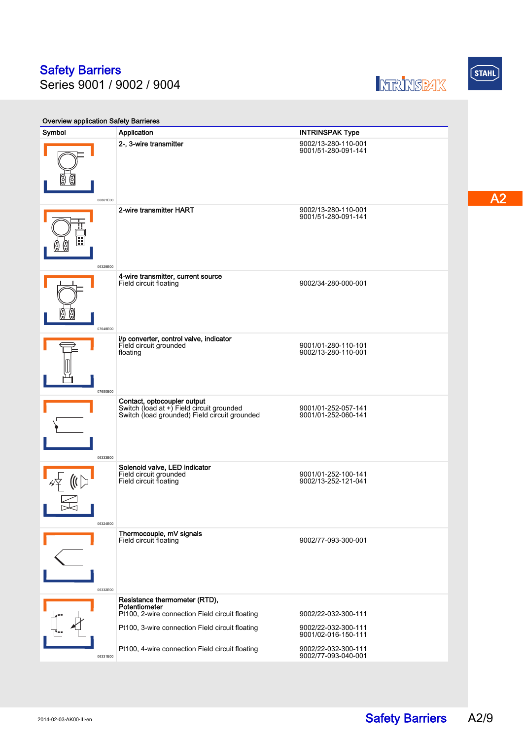# Safety Barriers
Series 9001 / 9002 / 9004

### Overview application Safety Barrieres

| Symbol | Application | INTRINSPAK Type |
|---|---|---|
| 06861E00 | **2-, 3-wire transmitter** | 9002/13-280-110-001<br>9001/51-280-091-141 |
| 06329E00 | **2-wire transmitter HART** | 9002/13-280-110-001<br>9001/51-280-091-141 |
| 07648E00 | **4-wire transmitter, current source**<br>Field circuit floating | 9002/34-280-000-001 |
| 07650E00 | **i/p converter, control valve, indicator**<br>Field circuit grounded<br>floating | 9001/01-280-110-101<br>9002/13-280-110-001 |
| 06333E00 | **Contact, optocoupler output**<br>Switch (load at +) Field circuit grounded<br>Switch (load grounded) Field circuit grounded | 9001/01-252-057-141<br>9001/01-252-060-141 |
| 06324E00 | **Solenoid valve, LED indicator**<br>Field circuit grounded<br>Field circuit floating | 9001/01-252-100-141<br>9002/13-252-121-041 |
| 06332E00 | **Thermocouple, mV signals**<br>Field circuit floating | 9002/77-093-300-001 |
| 06331E00 | **Resistance thermometer (RTD), Potentiometer**<br>Pt100, 2-wire connection Field circuit floating<br>Pt100, 3-wire connection Field circuit floating<br>Pt100, 4-wire connection Field circuit floating | 9002/22-032-300-111<br>9002/22-032-300-111<br>9001/02-016-150-111<br>9002/22-032-300-111<br>9002/77-093-040-001 |

2014-02-03·AK00·III·en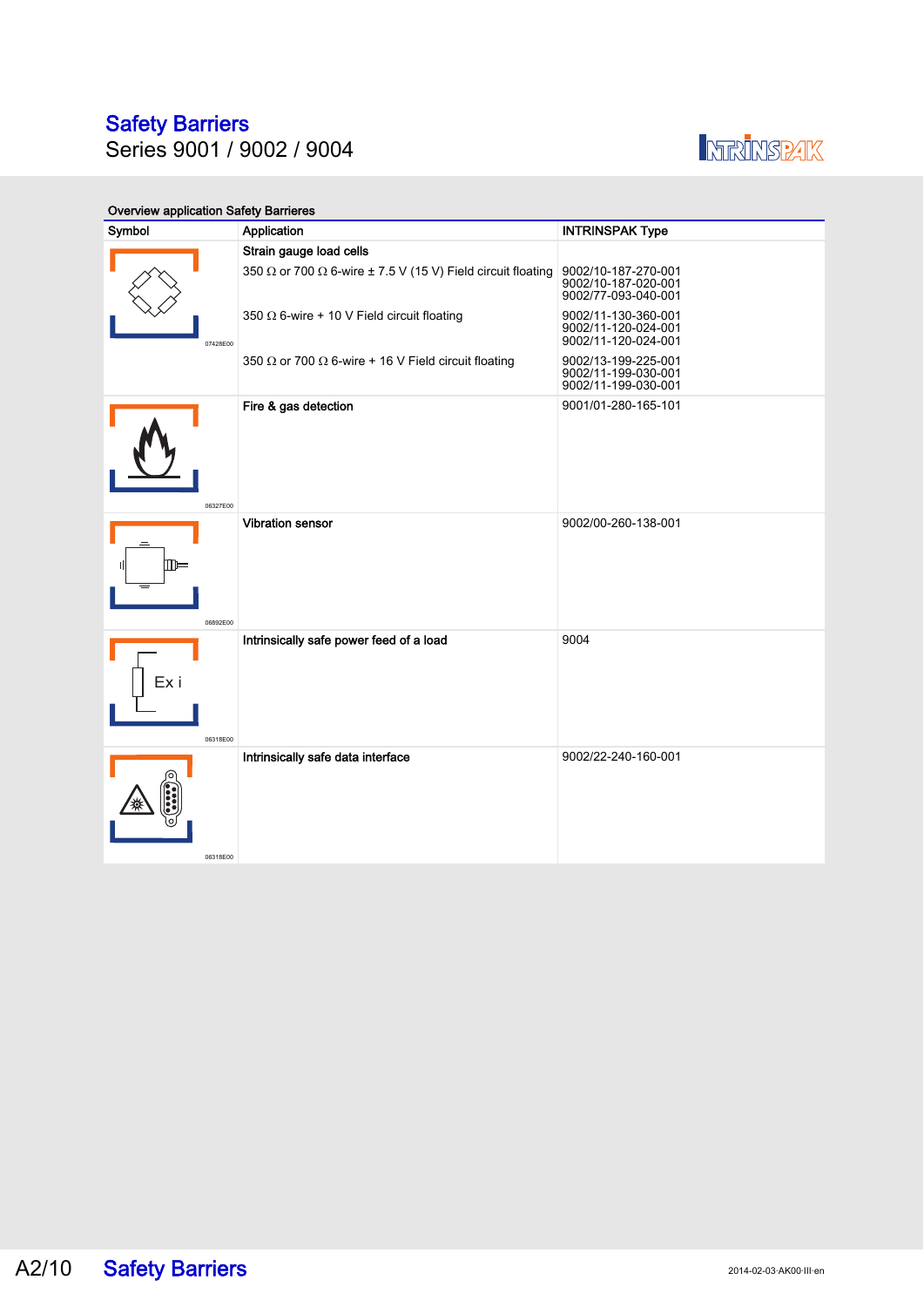# Safety Barriers
## Series 9001 / 9002 / 9004

**Overview application Safety Barrieres**

| Symbol | Application | INTRINSPAK Type |
|---|---|---|
| 07428E00 | **Strain gauge load cells** | |
| | 350 Ω or 700 Ω 6-wire ± 7.5 V (15 V) Field circuit floating | 9002/10-187-270-001<br>9002/10-187-020-001<br>9002/77-093-040-001 |
| | 350 Ω 6-wire + 10 V Field circuit floating | 9002/11-130-360-001<br>9002/11-120-024-001<br>9002/11-120-024-001 |
| | 350 Ω or 700 Ω 6-wire + 16 V Field circuit floating | 9002/13-199-225-001<br>9002/11-199-030-001<br>9002/11-199-030-001 |
| 06327E00 | **Fire & gas detection** | 9001/01-280-165-101 |
| 06892E00 | **Vibration sensor** | 9002/00-260-138-001 |
| Ex i<br>06318E00 | **Intrinsically safe power feed of a load** | 9004 |
| 06318E00 | **Intrinsically safe data interface** | 9002/22-240-160-001 |

2014-02-03·AK00·III·en